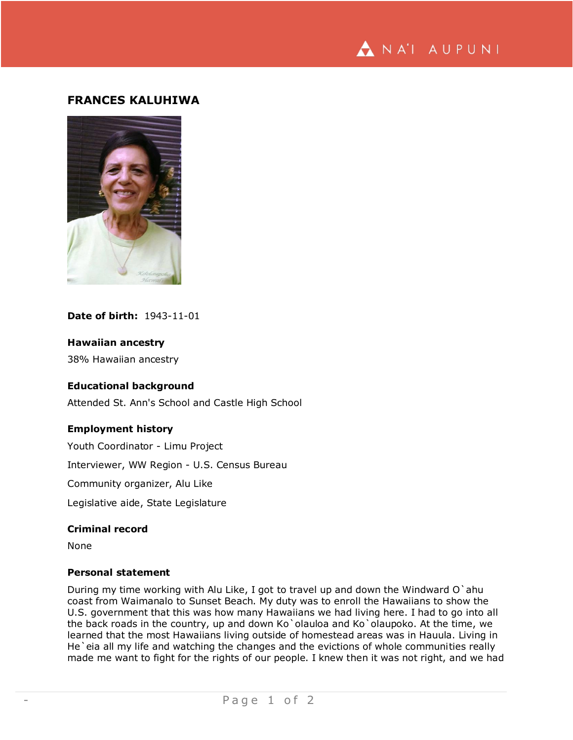# FRANCES KALUHIWA

**Date of birth:** 1943-11-01

**Hawaiian ancestry**

38% Hawaiian ancestry

**Educational background**

Attended St. Ann's School and Castle High School

**Employment history**

Youth Coordinator - Limu Project

Interviewer, WW Region - U.S. Census Bureau

Community organizer, Alu Like

Legislative aide, State Legislature

**Criminal record**

None

**Personal statement**

During my time working with Alu Like, I got to travel up and down the Windward O`ahu coast from Waimanalo to Sunset Beach. My duty was to enroll the Hawaiians to show the U.S. government that this was how many Hawaiians we had living here. I had to go into all the back roads in the country, up and down Ko`olauloa and Ko`olaupoko. At the time, we learned that the most Hawaiians living outside of homestead areas was in Hauula. Living in He`eia all my life and watching the changes and the evictions of whole communities really made me want to fight for the rights of our people. I knew then it was not right, and we had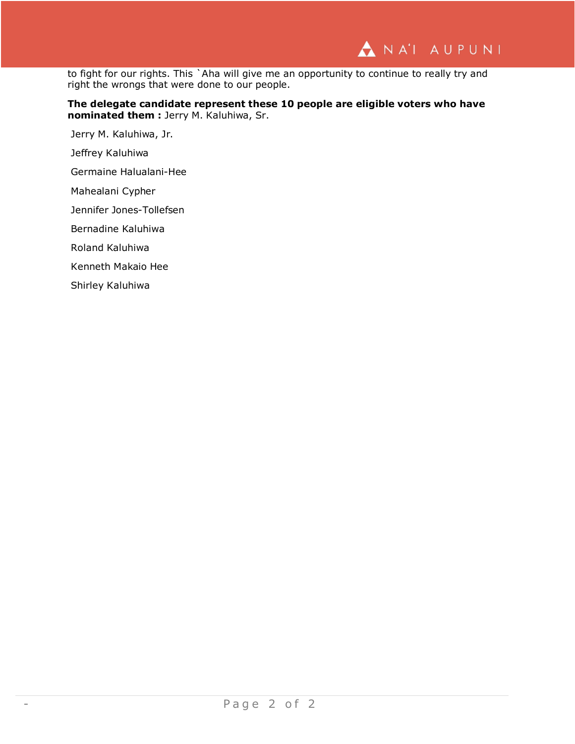to fight for our rights. This `Aha will give me an opportunity to continue to really try and right the wrongs that were done to our people.

**The delegate candidate represent these 10 people are eligible voters who have nominated them :** Jerry M. Kaluhiwa, Sr.

Jerry M. Kaluhiwa, Jr.

Jeffrey Kaluhiwa

Germaine Halualani-Hee

Mahealani Cypher

Jennifer Jones-Tollefsen

Bernadine Kaluhiwa

Roland Kaluhiwa

Kenneth Makaio Hee

Shirley Kaluhiwa